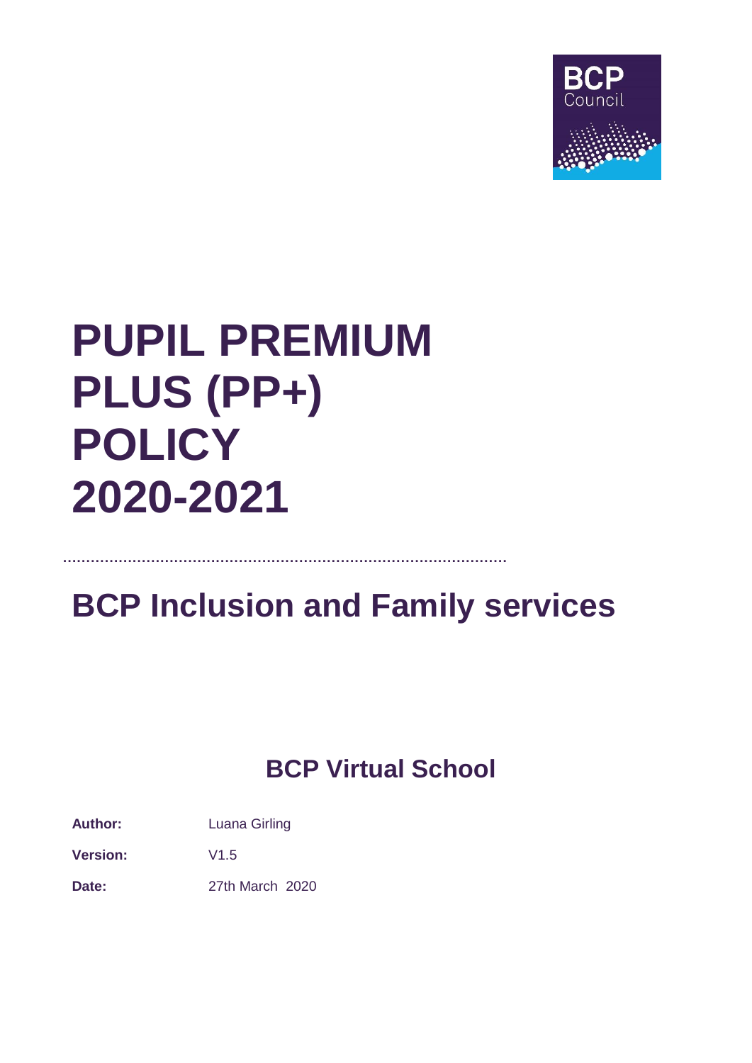BCP Council

# PUPIL PREMIUM PLUS (PP+) POLICY 2020-2021

## BCP Inclusion and Family services

### BCP Virtual School

**Author:** Luana Girling

**Version:** V1.5

**Date:** 27th March 2020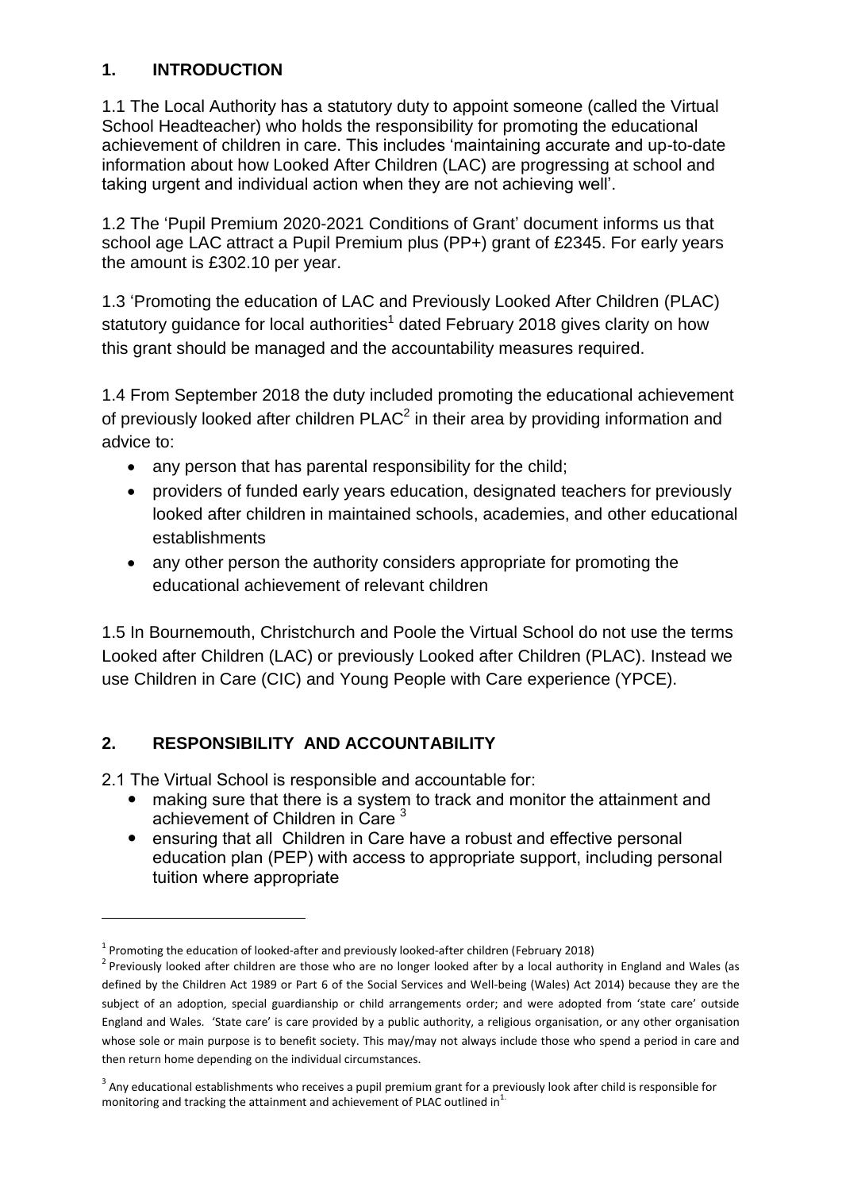## 1. INTRODUCTION

1.1 The Local Authority has a statutory duty to appoint someone (called the Virtual School Headteacher) who holds the responsibility for promoting the educational achievement of children in care. This includes 'maintaining accurate and up-to-date information about how Looked After Children (LAC) are progressing at school and taking urgent and individual action when they are not achieving well'.

1.2 The 'Pupil Premium 2020-2021 Conditions of Grant' document informs us that school age LAC attract a Pupil Premium plus (PP+) grant of £2345. For early years the amount is £302.10 per year.

1.3 'Promoting the education of LAC and Previously Looked After Children (PLAC) statutory guidance for local authorities[1] dated February 2018 gives clarity on how this grant should be managed and the accountability measures required.

1.4 From September 2018 the duty included promoting the educational achievement of previously looked after children PLAC[2] in their area by providing information and advice to:

- any person that has parental responsibility for the child;
- providers of funded early years education, designated teachers for previously looked after children in maintained schools, academies, and other educational establishments
- any other person the authority considers appropriate for promoting the educational achievement of relevant children

1.5 In Bournemouth, Christchurch and Poole the Virtual School do not use the terms Looked after Children (LAC) or previously Looked after Children (PLAC). Instead we use Children in Care (CIC) and Young People with Care experience (YPCE).

## 2. RESPONSIBILITY AND ACCOUNTABILITY

2.1 The Virtual School is responsible and accountable for:

- making sure that there is a system to track and monitor the attainment and achievement of Children in Care [3]
- ensuring that all Children in Care have a robust and effective personal education plan (PEP) with access to appropriate support, including personal tuition where appropriate

---

[1] Promoting the education of looked-after and previously looked-after children (February 2018)

[2] Previously looked after children are those who are no longer looked after by a local authority in England and Wales (as defined by the Children Act 1989 or Part 6 of the Social Services and Well-being (Wales) Act 2014) because they are the subject of an adoption, special guardianship or child arrangements order; and were adopted from 'state care' outside England and Wales. 'State care' is care provided by a public authority, a religious organisation, or any other organisation whose sole or main purpose is to benefit society. This may/may not always include those who spend a period in care and then return home depending on the individual circumstances.

[3] Any educational establishments who receives a pupil premium grant for a previously look after child is responsible for monitoring and tracking the attainment and achievement of PLAC outlined in[1.]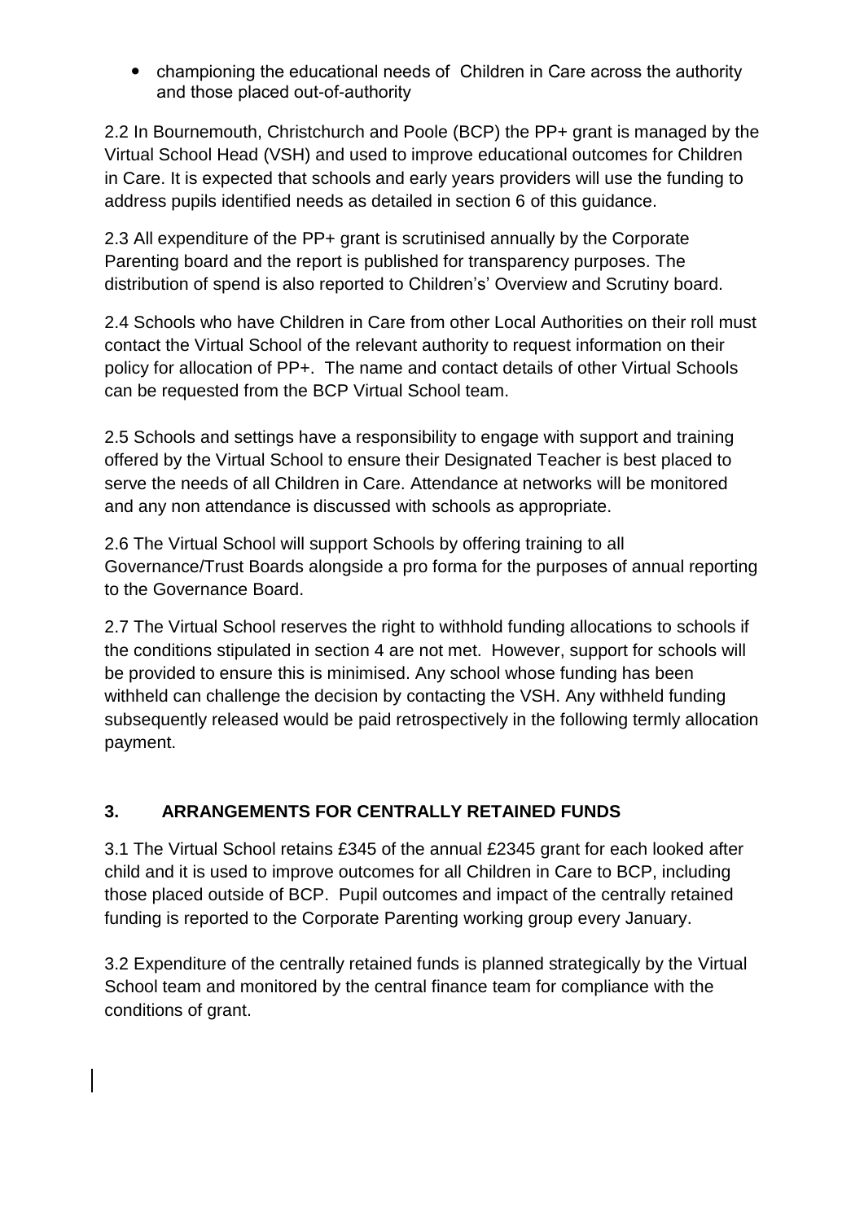- championing the educational needs of Children in Care across the authority and those placed out-of-authority

2.2 In Bournemouth, Christchurch and Poole (BCP) the PP+ grant is managed by the Virtual School Head (VSH) and used to improve educational outcomes for Children in Care. It is expected that schools and early years providers will use the funding to address pupils identified needs as detailed in section 6 of this guidance.

2.3 All expenditure of the PP+ grant is scrutinised annually by the Corporate Parenting board and the report is published for transparency purposes. The distribution of spend is also reported to Children's' Overview and Scrutiny board.

2.4 Schools who have Children in Care from other Local Authorities on their roll must contact the Virtual School of the relevant authority to request information on their policy for allocation of PP+. The name and contact details of other Virtual Schools can be requested from the BCP Virtual School team.

2.5 Schools and settings have a responsibility to engage with support and training offered by the Virtual School to ensure their Designated Teacher is best placed to serve the needs of all Children in Care. Attendance at networks will be monitored and any non attendance is discussed with schools as appropriate.

2.6 The Virtual School will support Schools by offering training to all Governance/Trust Boards alongside a pro forma for the purposes of annual reporting to the Governance Board.

2.7 The Virtual School reserves the right to withhold funding allocations to schools if the conditions stipulated in section 4 are not met. However, support for schools will be provided to ensure this is minimised. Any school whose funding has been withheld can challenge the decision by contacting the VSH. Any withheld funding subsequently released would be paid retrospectively in the following termly allocation payment.

## 3. ARRANGEMENTS FOR CENTRALLY RETAINED FUNDS

3.1 The Virtual School retains £345 of the annual £2345 grant for each looked after child and it is used to improve outcomes for all Children in Care to BCP, including those placed outside of BCP. Pupil outcomes and impact of the centrally retained funding is reported to the Corporate Parenting working group every January.

3.2 Expenditure of the centrally retained funds is planned strategically by the Virtual School team and monitored by the central finance team for compliance with the conditions of grant.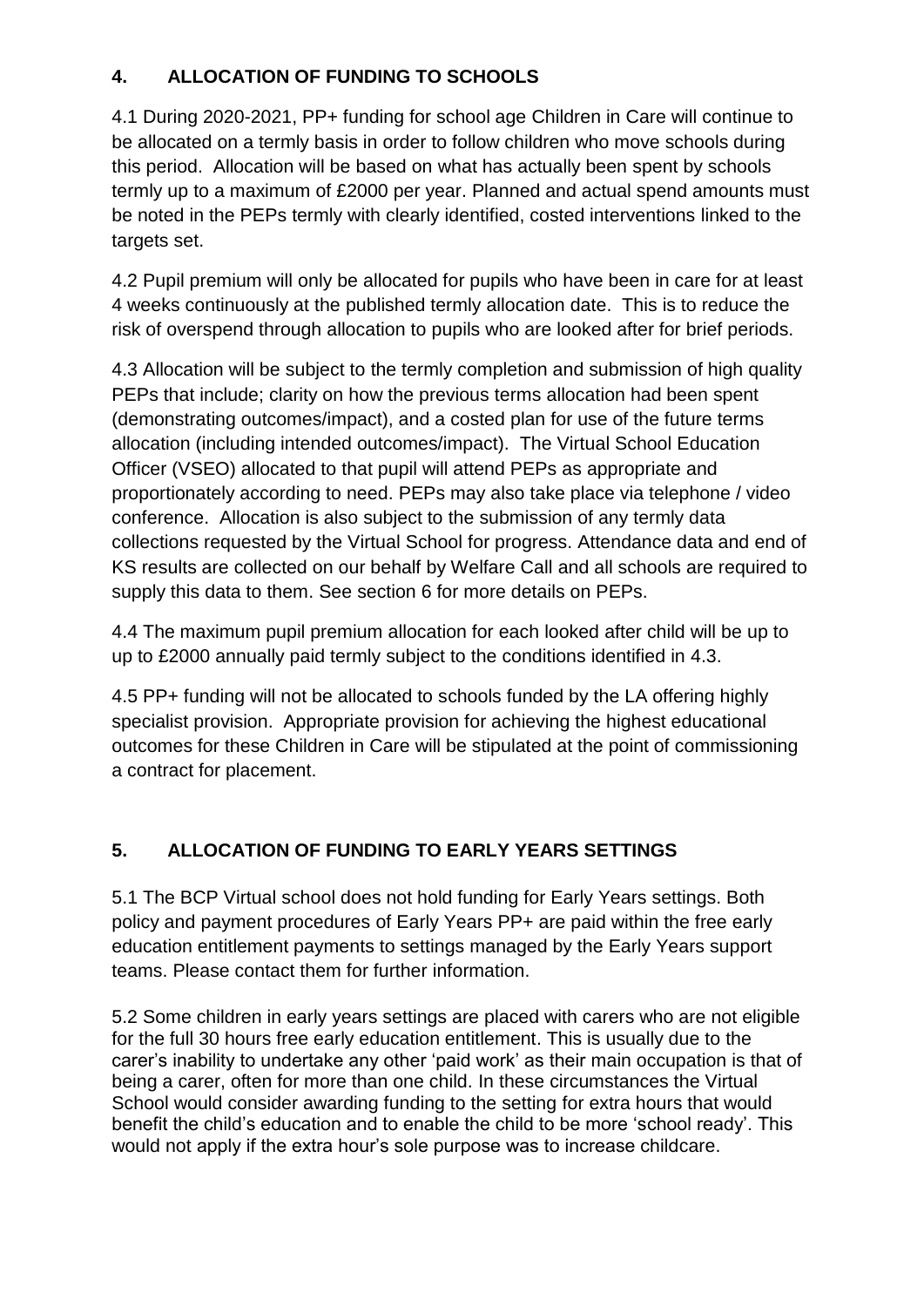## 4. ALLOCATION OF FUNDING TO SCHOOLS

4.1 During 2020-2021, PP+ funding for school age Children in Care will continue to be allocated on a termly basis in order to follow children who move schools during this period. Allocation will be based on what has actually been spent by schools termly up to a maximum of £2000 per year. Planned and actual spend amounts must be noted in the PEPs termly with clearly identified, costed interventions linked to the targets set.

4.2 Pupil premium will only be allocated for pupils who have been in care for at least 4 weeks continuously at the published termly allocation date. This is to reduce the risk of overspend through allocation to pupils who are looked after for brief periods.

4.3 Allocation will be subject to the termly completion and submission of high quality PEPs that include; clarity on how the previous terms allocation had been spent (demonstrating outcomes/impact), and a costed plan for use of the future terms allocation (including intended outcomes/impact). The Virtual School Education Officer (VSEO) allocated to that pupil will attend PEPs as appropriate and proportionately according to need. PEPs may also take place via telephone / video conference. Allocation is also subject to the submission of any termly data collections requested by the Virtual School for progress. Attendance data and end of KS results are collected on our behalf by Welfare Call and all schools are required to supply this data to them. See section 6 for more details on PEPs.

4.4 The maximum pupil premium allocation for each looked after child will be up to up to £2000 annually paid termly subject to the conditions identified in 4.3.

4.5 PP+ funding will not be allocated to schools funded by the LA offering highly specialist provision. Appropriate provision for achieving the highest educational outcomes for these Children in Care will be stipulated at the point of commissioning a contract for placement.

## 5. ALLOCATION OF FUNDING TO EARLY YEARS SETTINGS

5.1 The BCP Virtual school does not hold funding for Early Years settings. Both policy and payment procedures of Early Years PP+ are paid within the free early education entitlement payments to settings managed by the Early Years support teams. Please contact them for further information.

5.2 Some children in early years settings are placed with carers who are not eligible for the full 30 hours free early education entitlement. This is usually due to the carer's inability to undertake any other 'paid work' as their main occupation is that of being a carer, often for more than one child. In these circumstances the Virtual School would consider awarding funding to the setting for extra hours that would benefit the child's education and to enable the child to be more 'school ready'. This would not apply if the extra hour's sole purpose was to increase childcare.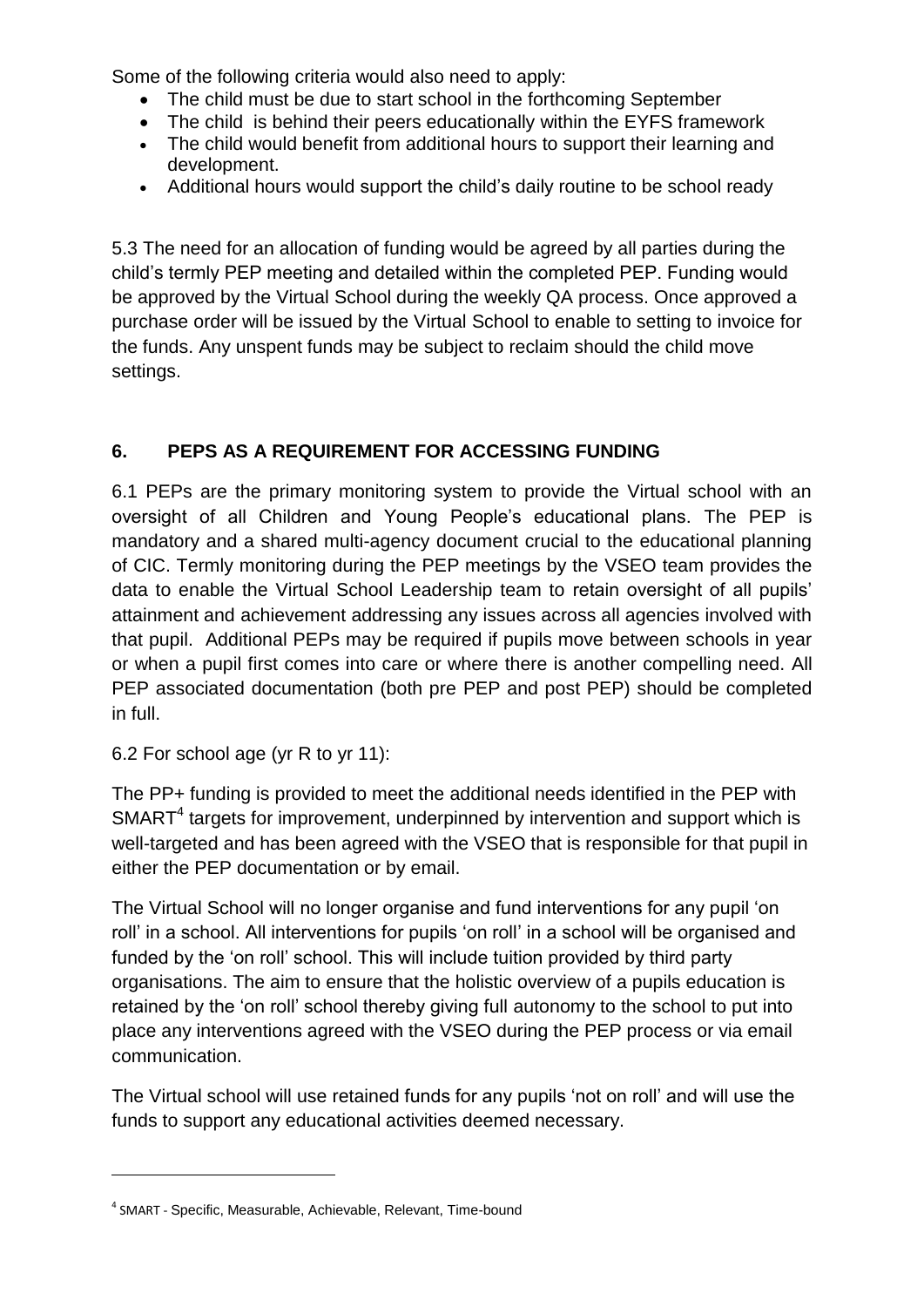Some of the following criteria would also need to apply:

- The child must be due to start school in the forthcoming September
- The child is behind their peers educationally within the EYFS framework
- The child would benefit from additional hours to support their learning and development.
- Additional hours would support the child's daily routine to be school ready

5.3 The need for an allocation of funding would be agreed by all parties during the child's termly PEP meeting and detailed within the completed PEP. Funding would be approved by the Virtual School during the weekly QA process. Once approved a purchase order will be issued by the Virtual School to enable to setting to invoice for the funds. Any unspent funds may be subject to reclaim should the child move settings.

## 6. PEPS AS A REQUIREMENT FOR ACCESSING FUNDING

6.1 PEPs are the primary monitoring system to provide the Virtual school with an oversight of all Children and Young People's educational plans. The PEP is mandatory and a shared multi-agency document crucial to the educational planning of CIC. Termly monitoring during the PEP meetings by the VSEO team provides the data to enable the Virtual School Leadership team to retain oversight of all pupils' attainment and achievement addressing any issues across all agencies involved with that pupil. Additional PEPs may be required if pupils move between schools in year or when a pupil first comes into care or where there is another compelling need. All PEP associated documentation (both pre PEP and post PEP) should be completed in full.

6.2 For school age (yr R to yr 11):

The PP+ funding is provided to meet the additional needs identified in the PEP with SMART[4] targets for improvement, underpinned by intervention and support which is well-targeted and has been agreed with the VSEO that is responsible for that pupil in either the PEP documentation or by email.

The Virtual School will no longer organise and fund interventions for any pupil 'on roll' in a school. All interventions for pupils 'on roll' in a school will be organised and funded by the 'on roll' school. This will include tuition provided by third party organisations. The aim to ensure that the holistic overview of a pupils education is retained by the 'on roll' school thereby giving full autonomy to the school to put into place any interventions agreed with the VSEO during the PEP process or via email communication.

The Virtual school will use retained funds for any pupils 'not on roll' and will use the funds to support any educational activities deemed necessary.

---

[4] SMART - Specific, Measurable, Achievable, Relevant, Time-bound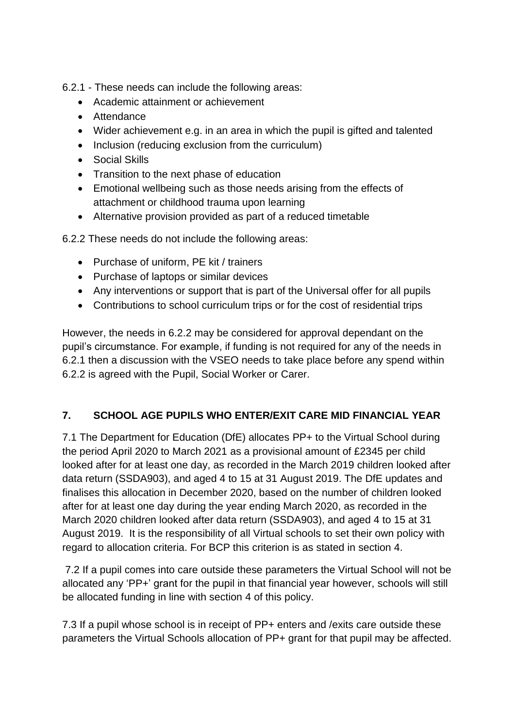6.2.1 - These needs can include the following areas:

- Academic attainment or achievement
- Attendance
- Wider achievement e.g. in an area in which the pupil is gifted and talented
- Inclusion (reducing exclusion from the curriculum)
- Social Skills
- Transition to the next phase of education
- Emotional wellbeing such as those needs arising from the effects of attachment or childhood trauma upon learning
- Alternative provision provided as part of a reduced timetable

6.2.2 These needs do not include the following areas:

- Purchase of uniform, PE kit / trainers
- Purchase of laptops or similar devices
- Any interventions or support that is part of the Universal offer for all pupils
- Contributions to school curriculum trips or for the cost of residential trips

However, the needs in 6.2.2 may be considered for approval dependant on the pupil's circumstance. For example, if funding is not required for any of the needs in 6.2.1 then a discussion with the VSEO needs to take place before any spend within 6.2.2 is agreed with the Pupil, Social Worker or Carer.

## 7. SCHOOL AGE PUPILS WHO ENTER/EXIT CARE MID FINANCIAL YEAR

7.1 The Department for Education (DfE) allocates PP+ to the Virtual School during the period April 2020 to March 2021 as a provisional amount of £2345 per child looked after for at least one day, as recorded in the March 2019 children looked after data return (SSDA903), and aged 4 to 15 at 31 August 2019. The DfE updates and finalises this allocation in December 2020, based on the number of children looked after for at least one day during the year ending March 2020, as recorded in the March 2020 children looked after data return (SSDA903), and aged 4 to 15 at 31 August 2019. It is the responsibility of all Virtual schools to set their own policy with regard to allocation criteria. For BCP this criterion is as stated in section 4.

7.2 If a pupil comes into care outside these parameters the Virtual School will not be allocated any 'PP+' grant for the pupil in that financial year however, schools will still be allocated funding in line with section 4 of this policy.

7.3 If a pupil whose school is in receipt of PP+ enters and /exits care outside these parameters the Virtual Schools allocation of PP+ grant for that pupil may be affected.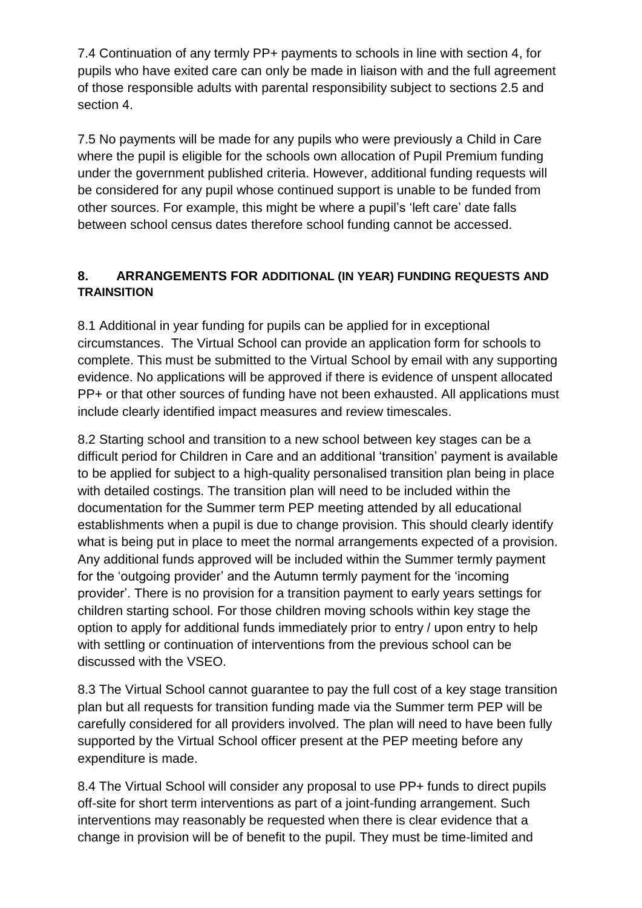7.4 Continuation of any termly PP+ payments to schools in line with section 4, for pupils who have exited care can only be made in liaison with and the full agreement of those responsible adults with parental responsibility subject to sections 2.5 and section 4.

7.5 No payments will be made for any pupils who were previously a Child in Care where the pupil is eligible for the schools own allocation of Pupil Premium funding under the government published criteria. However, additional funding requests will be considered for any pupil whose continued support is unable to be funded from other sources. For example, this might be where a pupil's 'left care' date falls between school census dates therefore school funding cannot be accessed.

## 8. ARRANGEMENTS FOR ADDITIONAL (IN YEAR) FUNDING REQUESTS AND TRAINSITION

8.1 Additional in year funding for pupils can be applied for in exceptional circumstances. The Virtual School can provide an application form for schools to complete. This must be submitted to the Virtual School by email with any supporting evidence. No applications will be approved if there is evidence of unspent allocated PP+ or that other sources of funding have not been exhausted. All applications must include clearly identified impact measures and review timescales.

8.2 Starting school and transition to a new school between key stages can be a difficult period for Children in Care and an additional 'transition' payment is available to be applied for subject to a high-quality personalised transition plan being in place with detailed costings. The transition plan will need to be included within the documentation for the Summer term PEP meeting attended by all educational establishments when a pupil is due to change provision. This should clearly identify what is being put in place to meet the normal arrangements expected of a provision. Any additional funds approved will be included within the Summer termly payment for the 'outgoing provider' and the Autumn termly payment for the 'incoming provider'. There is no provision for a transition payment to early years settings for children starting school. For those children moving schools within key stage the option to apply for additional funds immediately prior to entry / upon entry to help with settling or continuation of interventions from the previous school can be discussed with the VSEO.

8.3 The Virtual School cannot guarantee to pay the full cost of a key stage transition plan but all requests for transition funding made via the Summer term PEP will be carefully considered for all providers involved. The plan will need to have been fully supported by the Virtual School officer present at the PEP meeting before any expenditure is made.

8.4 The Virtual School will consider any proposal to use PP+ funds to direct pupils off-site for short term interventions as part of a joint-funding arrangement. Such interventions may reasonably be requested when there is clear evidence that a change in provision will be of benefit to the pupil. They must be time-limited and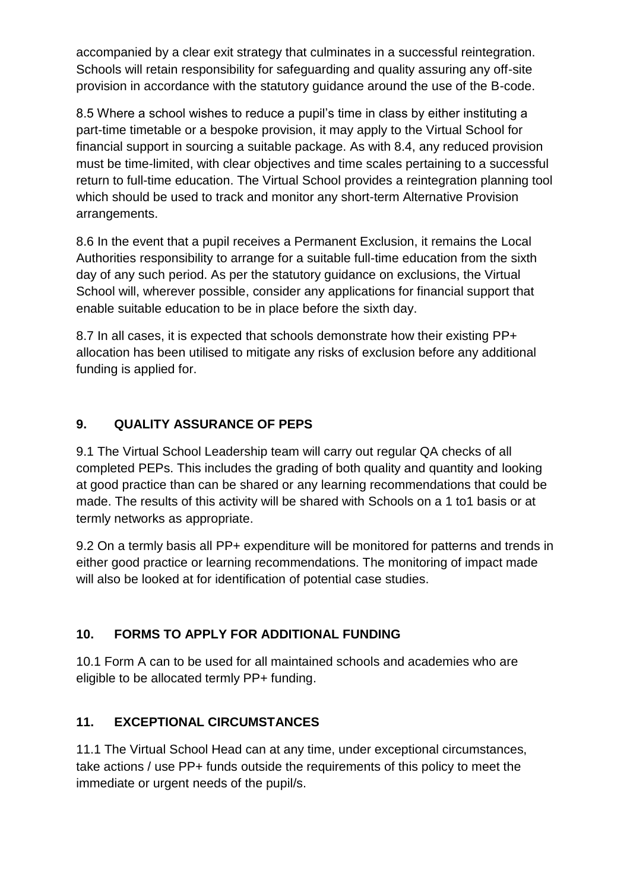accompanied by a clear exit strategy that culminates in a successful reintegration. Schools will retain responsibility for safeguarding and quality assuring any off-site provision in accordance with the statutory guidance around the use of the B-code.

8.5 Where a school wishes to reduce a pupil's time in class by either instituting a part-time timetable or a bespoke provision, it may apply to the Virtual School for financial support in sourcing a suitable package. As with 8.4, any reduced provision must be time-limited, with clear objectives and time scales pertaining to a successful return to full-time education. The Virtual School provides a reintegration planning tool which should be used to track and monitor any short-term Alternative Provision arrangements.

8.6 In the event that a pupil receives a Permanent Exclusion, it remains the Local Authorities responsibility to arrange for a suitable full-time education from the sixth day of any such period. As per the statutory guidance on exclusions, the Virtual School will, wherever possible, consider any applications for financial support that enable suitable education to be in place before the sixth day.

8.7 In all cases, it is expected that schools demonstrate how their existing PP+ allocation has been utilised to mitigate any risks of exclusion before any additional funding is applied for.

## 9. QUALITY ASSURANCE OF PEPS

9.1 The Virtual School Leadership team will carry out regular QA checks of all completed PEPs. This includes the grading of both quality and quantity and looking at good practice than can be shared or any learning recommendations that could be made. The results of this activity will be shared with Schools on a 1 to1 basis or at termly networks as appropriate.

9.2 On a termly basis all PP+ expenditure will be monitored for patterns and trends in either good practice or learning recommendations. The monitoring of impact made will also be looked at for identification of potential case studies.

## 10. FORMS TO APPLY FOR ADDITIONAL FUNDING

10.1 Form A can to be used for all maintained schools and academies who are eligible to be allocated termly PP+ funding.

## 11. EXCEPTIONAL CIRCUMSTANCES

11.1 The Virtual School Head can at any time, under exceptional circumstances, take actions / use PP+ funds outside the requirements of this policy to meet the immediate or urgent needs of the pupil/s.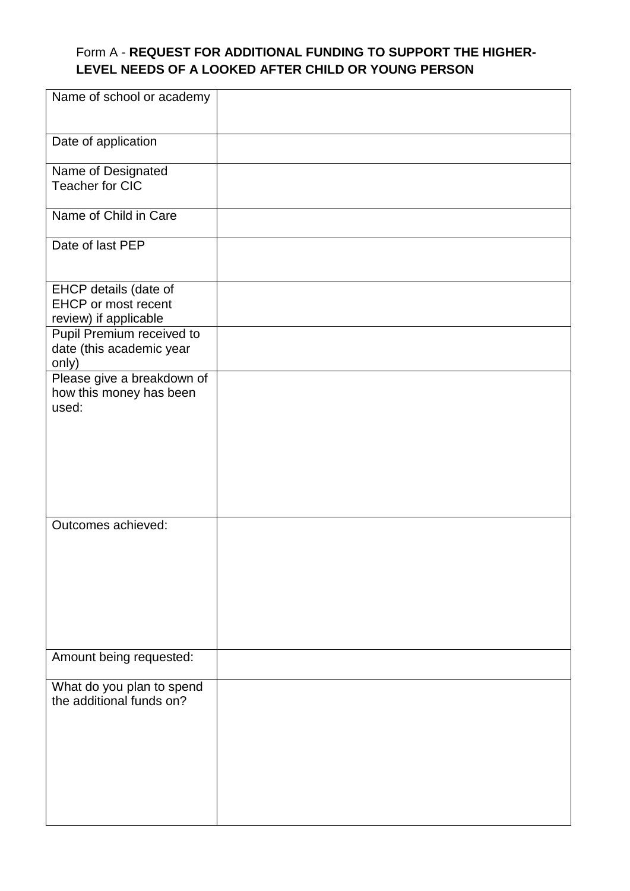Form A - **REQUEST FOR ADDITIONAL FUNDING TO SUPPORT THE HIGHER-LEVEL NEEDS OF A LOOKED AFTER CHILD OR YOUNG PERSON**

| | |
|---|---|
| Name of school or academy | |
| Date of application | |
| Name of Designated Teacher for CIC | |
| Name of Child in Care | |
| Date of last PEP | |
| EHCP details (date of EHCP or most recent review) if applicable | |
| Pupil Premium received to date (this academic year only) | |
| Please give a breakdown of how this money has been used: | |
| Outcomes achieved: | |
| Amount being requested: | |
| What do you plan to spend the additional funds on? | |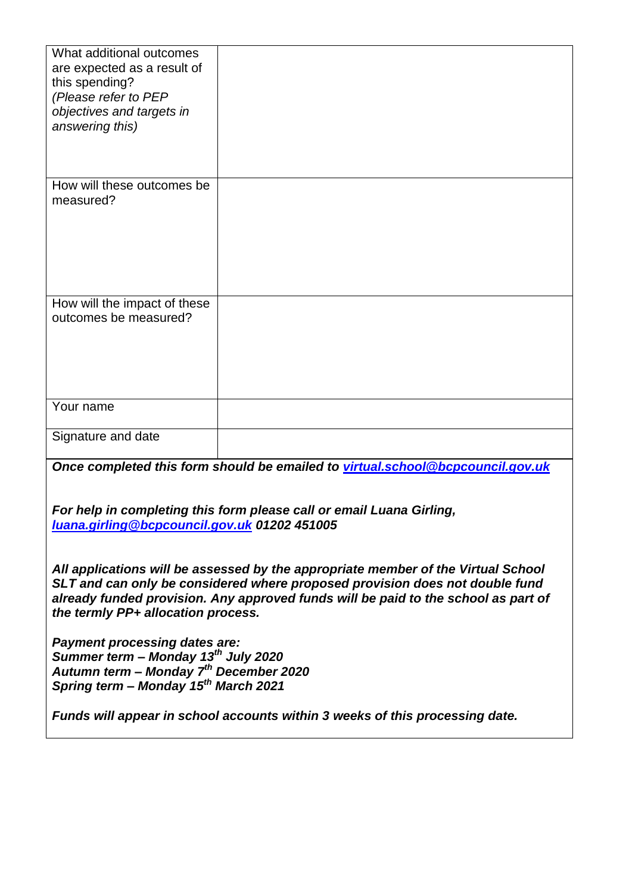| | |
|---|---|
| What additional outcomes are expected as a result of this spending?<br>*(Please refer to PEP objectives and targets in answering this)* | |
| How will these outcomes be measured? | |
| How will the impact of these outcomes be measured? | |
| Your name | |
| Signature and date | |

***Once completed this form should be emailed to [virtual.school@bcpcouncil.gov.uk](mailto:virtual.school@bcpcouncil.gov.uk)***

***For help in completing this form please call or email Luana Girling, [luana.girling@bcpcouncil.gov.uk](mailto:luana.girling@bcpcouncil.gov.uk) 01202 451005***

***All applications will be assessed by the appropriate member of the Virtual School SLT and can only be considered where proposed provision does not double fund already funded provision. Any approved funds will be paid to the school as part of the termly PP+ allocation process.***

***Payment processing dates are:***
***Summer term – Monday 13th July 2020***
***Autumn term – Monday 7th December 2020***
***Spring term – Monday 15th March 2021***

***Funds will appear in school accounts within 3 weeks of this processing date.***